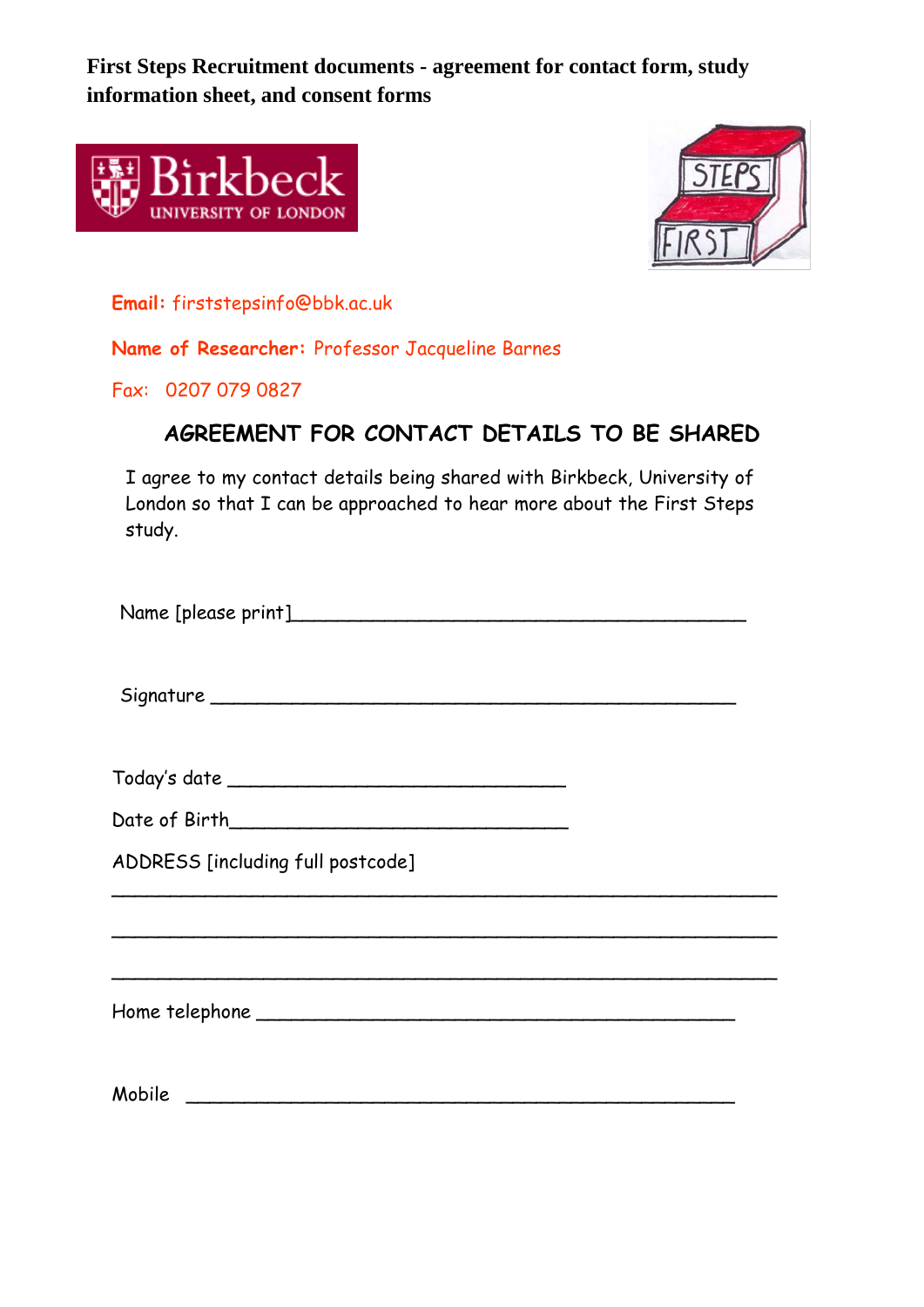**First Steps Recruitment documents - agreement for contact form, study information sheet, and consent forms**

**Email:** firststepsinfo@bbk.ac.uk

**Name of Researcher:** Professor Jacqueline Barnes

Fax: 0207 079 0827

## AGREEMENT FOR CONTACT DETAILS TO BE SHARED

I agree to my contact details being shared with Birkbeck, University of London so that I can be approached to hear more about the First Steps study.

Name [please print]\_\_\_\_\_\_\_\_\_\_\_\_\_\_\_\_\_\_\_\_\_\_\_\_\_\_\_\_\_\_\_\_\_\_\_\_\_\_\_\_

Signature \_\_\_\_\_\_\_\_\_\_\_\_\_\_\_\_\_\_\_\_\_\_\_\_\_\_\_\_\_\_\_\_\_\_\_\_\_\_\_\_\_\_\_\_\_

Today's date \_\_\_\_\_\_\_\_\_\_\_\_\_\_\_\_\_\_\_\_\_\_\_\_\_\_\_\_\_\_

Date of Birth\_\_\_\_\_\_\_\_\_\_\_\_\_\_\_\_\_\_\_\_\_\_\_\_\_\_\_\_\_\_

ADDRESS [including full postcode]

\_\_\_\_\_\_\_\_\_\_\_\_\_\_\_\_\_\_\_\_\_\_\_\_\_\_\_\_\_\_\_\_\_\_\_\_\_\_\_\_\_\_\_\_\_\_\_\_\_\_\_\_\_\_\_\_\_\_

\_\_\_\_\_\_\_\_\_\_\_\_\_\_\_\_\_\_\_\_\_\_\_\_\_\_\_\_\_\_\_\_\_\_\_\_\_\_\_\_\_\_\_\_\_\_\_\_\_\_\_\_\_\_\_\_\_\_

\_\_\_\_\_\_\_\_\_\_\_\_\_\_\_\_\_\_\_\_\_\_\_\_\_\_\_\_\_\_\_\_\_\_\_\_\_\_\_\_\_\_\_\_\_\_\_\_\_\_\_\_\_\_\_\_\_\_

Home telephone \_\_\_\_\_\_\_\_\_\_\_\_\_\_\_\_\_\_\_\_\_\_\_\_\_\_\_\_\_\_\_\_\_\_\_\_\_\_\_\_\_

Mobile \_\_\_\_\_\_\_\_\_\_\_\_\_\_\_\_\_\_\_\_\_\_\_\_\_\_\_\_\_\_\_\_\_\_\_\_\_\_\_\_\_\_\_\_\_\_\_\_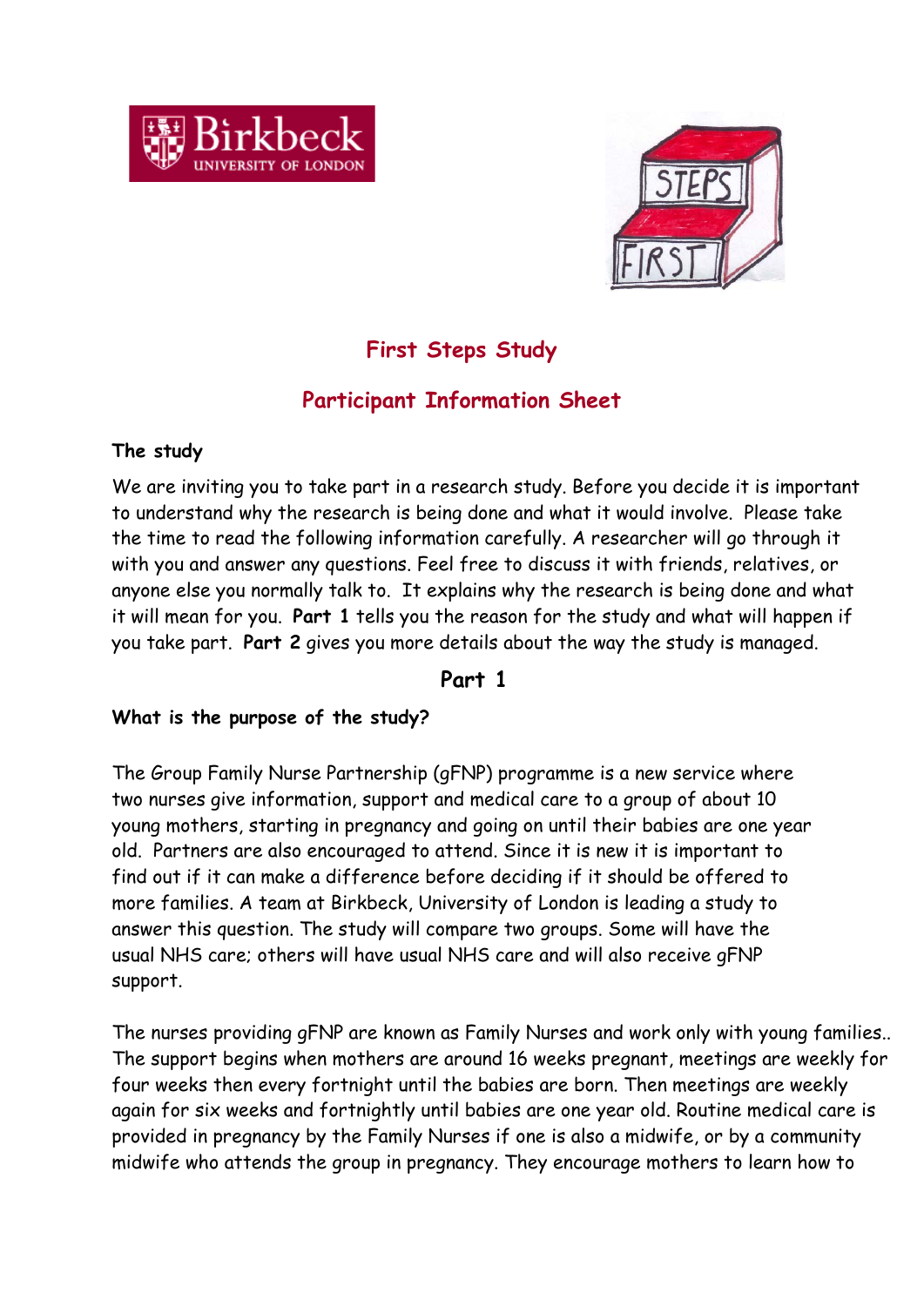# First Steps Study

## Participant Information Sheet

**The study**

We are inviting you to take part in a research study. Before you decide it is important to understand why the research is being done and what it would involve. Please take the time to read the following information carefully. A researcher will go through it with you and answer any questions. Feel free to discuss it with friends, relatives, or anyone else you normally talk to. It explains why the research is being done and what it will mean for you. **Part 1** tells you the reason for the study and what will happen if you take part. **Part 2** gives you more details about the way the study is managed.

## Part 1

**What is the purpose of the study?**

The Group Family Nurse Partnership (gFNP) programme is a new service where two nurses give information, support and medical care to a group of about 10 young mothers, starting in pregnancy and going on until their babies are one year old. Partners are also encouraged to attend. Since it is new it is important to find out if it can make a difference before deciding if it should be offered to more families. A team at Birkbeck, University of London is leading a study to answer this question. The study will compare two groups. Some will have the usual NHS care; others will have usual NHS care and will also receive gFNP support.

The nurses providing gFNP are known as Family Nurses and work only with young families.. The support begins when mothers are around 16 weeks pregnant, meetings are weekly for four weeks then every fortnight until the babies are born. Then meetings are weekly again for six weeks and fortnightly until babies are one year old. Routine medical care is provided in pregnancy by the Family Nurses if one is also a midwife, or by a community midwife who attends the group in pregnancy. They encourage mothers to learn how to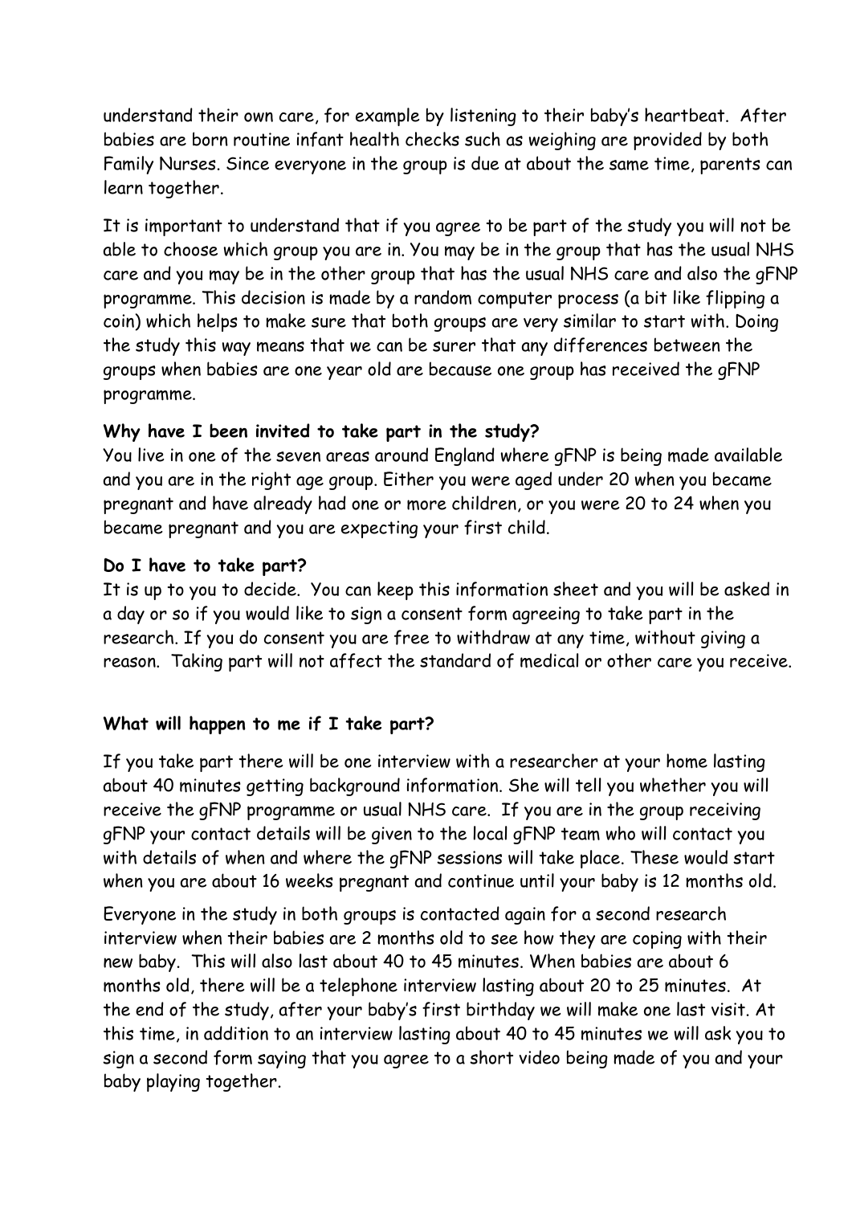understand their own care, for example by listening to their baby's heartbeat. After babies are born routine infant health checks such as weighing are provided by both Family Nurses. Since everyone in the group is due at about the same time, parents can learn together.

It is important to understand that if you agree to be part of the study you will not be able to choose which group you are in. You may be in the group that has the usual NHS care and you may be in the other group that has the usual NHS care and also the gFNP programme. This decision is made by a random computer process (a bit like flipping a coin) which helps to make sure that both groups are very similar to start with. Doing the study this way means that we can be surer that any differences between the groups when babies are one year old are because one group has received the gFNP programme.

**Why have I been invited to take part in the study?**

You live in one of the seven areas around England where gFNP is being made available and you are in the right age group. Either you were aged under 20 when you became pregnant and have already had one or more children, or you were 20 to 24 when you became pregnant and you are expecting your first child.

**Do I have to take part?**

It is up to you to decide. You can keep this information sheet and you will be asked in a day or so if you would like to sign a consent form agreeing to take part in the research. If you do consent you are free to withdraw at any time, without giving a reason. Taking part will not affect the standard of medical or other care you receive.

**What will happen to me if I take part?**

If you take part there will be one interview with a researcher at your home lasting about 40 minutes getting background information. She will tell you whether you will receive the gFNP programme or usual NHS care. If you are in the group receiving gFNP your contact details will be given to the local gFNP team who will contact you with details of when and where the gFNP sessions will take place. These would start when you are about 16 weeks pregnant and continue until your baby is 12 months old.

Everyone in the study in both groups is contacted again for a second research interview when their babies are 2 months old to see how they are coping with their new baby. This will also last about 40 to 45 minutes. When babies are about 6 months old, there will be a telephone interview lasting about 20 to 25 minutes. At the end of the study, after your baby's first birthday we will make one last visit. At this time, in addition to an interview lasting about 40 to 45 minutes we will ask you to sign a second form saying that you agree to a short video being made of you and your baby playing together.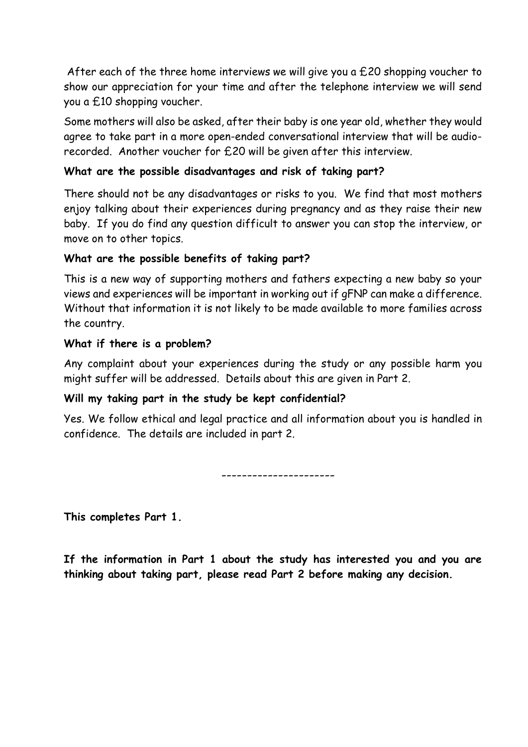After each of the three home interviews we will give you a £20 shopping voucher to show our appreciation for your time and after the telephone interview we will send you a £10 shopping voucher.

Some mothers will also be asked, after their baby is one year old, whether they would agree to take part in a more open-ended conversational interview that will be audio-recorded. Another voucher for £20 will be given after this interview.

**What are the possible disadvantages and risk of taking part?**

There should not be any disadvantages or risks to you. We find that most mothers enjoy talking about their experiences during pregnancy and as they raise their new baby. If you do find any question difficult to answer you can stop the interview, or move on to other topics.

**What are the possible benefits of taking part?**

This is a new way of supporting mothers and fathers expecting a new baby so your views and experiences will be important in working out if gFNP can make a difference. Without that information it is not likely to be made available to more families across the country.

**What if there is a problem?**

Any complaint about your experiences during the study or any possible harm you might suffer will be addressed. Details about this are given in Part 2.

**Will my taking part in the study be kept confidential?**

Yes. We follow ethical and legal practice and all information about you is handled in confidence. The details are included in part 2.

----------------------

**This completes Part 1.**

**If the information in Part 1 about the study has interested you and you are thinking about taking part, please read Part 2 before making any decision.**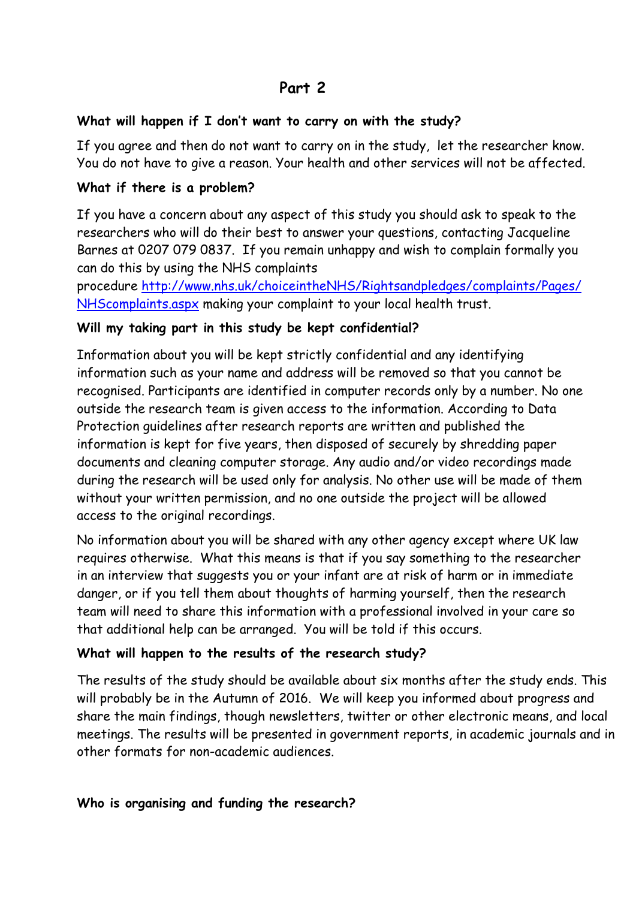## Part 2

**What will happen if I don't want to carry on with the study?**

If you agree and then do not want to carry on in the study, let the researcher know. You do not have to give a reason. Your health and other services will not be affected.

**What if there is a problem?**

If you have a concern about any aspect of this study you should ask to speak to the researchers who will do their best to answer your questions, contacting Jacqueline Barnes at 0207 079 0837. If you remain unhappy and wish to complain formally you can do this by using the NHS complaints procedure [http://www.nhs.uk/choiceintheNHS/Rightsandpledges/complaints/Pages/NHScomplaints.aspx](http://www.nhs.uk/choiceintheNHS/Rightsandpledges/complaints/Pages/NHScomplaints.aspx) making your complaint to your local health trust.

**Will my taking part in this study be kept confidential?**

Information about you will be kept strictly confidential and any identifying information such as your name and address will be removed so that you cannot be recognised. Participants are identified in computer records only by a number. No one outside the research team is given access to the information. According to Data Protection guidelines after research reports are written and published the information is kept for five years, then disposed of securely by shredding paper documents and cleaning computer storage. Any audio and/or video recordings made during the research will be used only for analysis. No other use will be made of them without your written permission, and no one outside the project will be allowed access to the original recordings.

No information about you will be shared with any other agency except where UK law requires otherwise. What this means is that if you say something to the researcher in an interview that suggests you or your infant are at risk of harm or in immediate danger, or if you tell them about thoughts of harming yourself, then the research team will need to share this information with a professional involved in your care so that additional help can be arranged. You will be told if this occurs.

**What will happen to the results of the research study?**

The results of the study should be available about six months after the study ends. This will probably be in the Autumn of 2016. We will keep you informed about progress and share the main findings, though newsletters, twitter or other electronic means, and local meetings. The results will be presented in government reports, in academic journals and in other formats for non-academic audiences.

**Who is organising and funding the research?**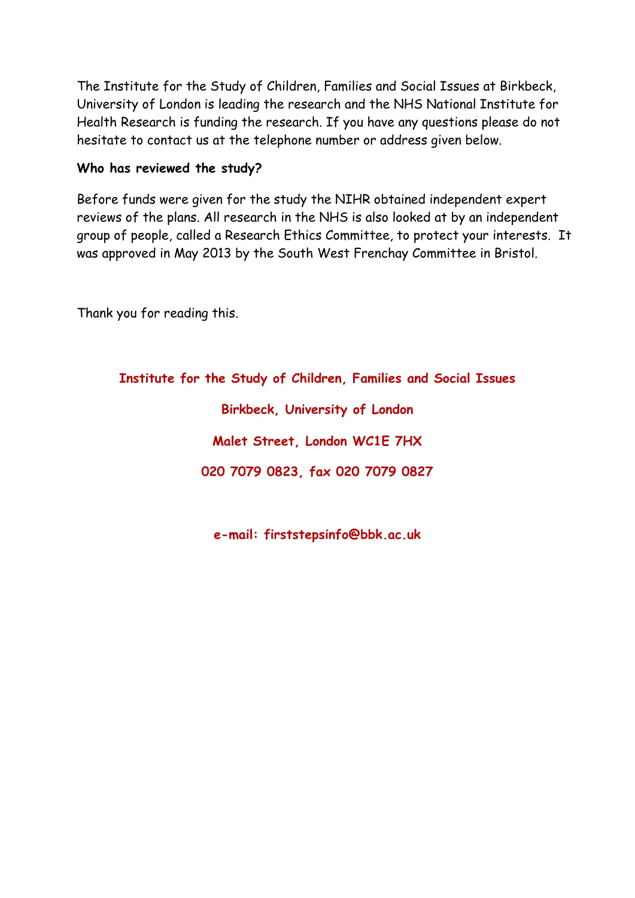The Institute for the Study of Children, Families and Social Issues at Birkbeck, University of London is leading the research and the NHS National Institute for Health Research is funding the research. If you have any questions please do not hesitate to contact us at the telephone number or address given below.

**Who has reviewed the study?**

Before funds were given for the study the NIHR obtained independent expert reviews of the plans. All research in the NHS is also looked at by an independent group of people, called a Research Ethics Committee, to protect your interests. It was approved in May 2013 by the South West Frenchay Committee in Bristol.

Thank you for reading this.

**Institute for the Study of Children, Families and Social Issues**

**Birkbeck, University of London**

**Malet Street, London WC1E 7HX**

**020 7079 0823, fax 020 7079 0827**

**e-mail: firststepsinfo@bbk.ac.uk**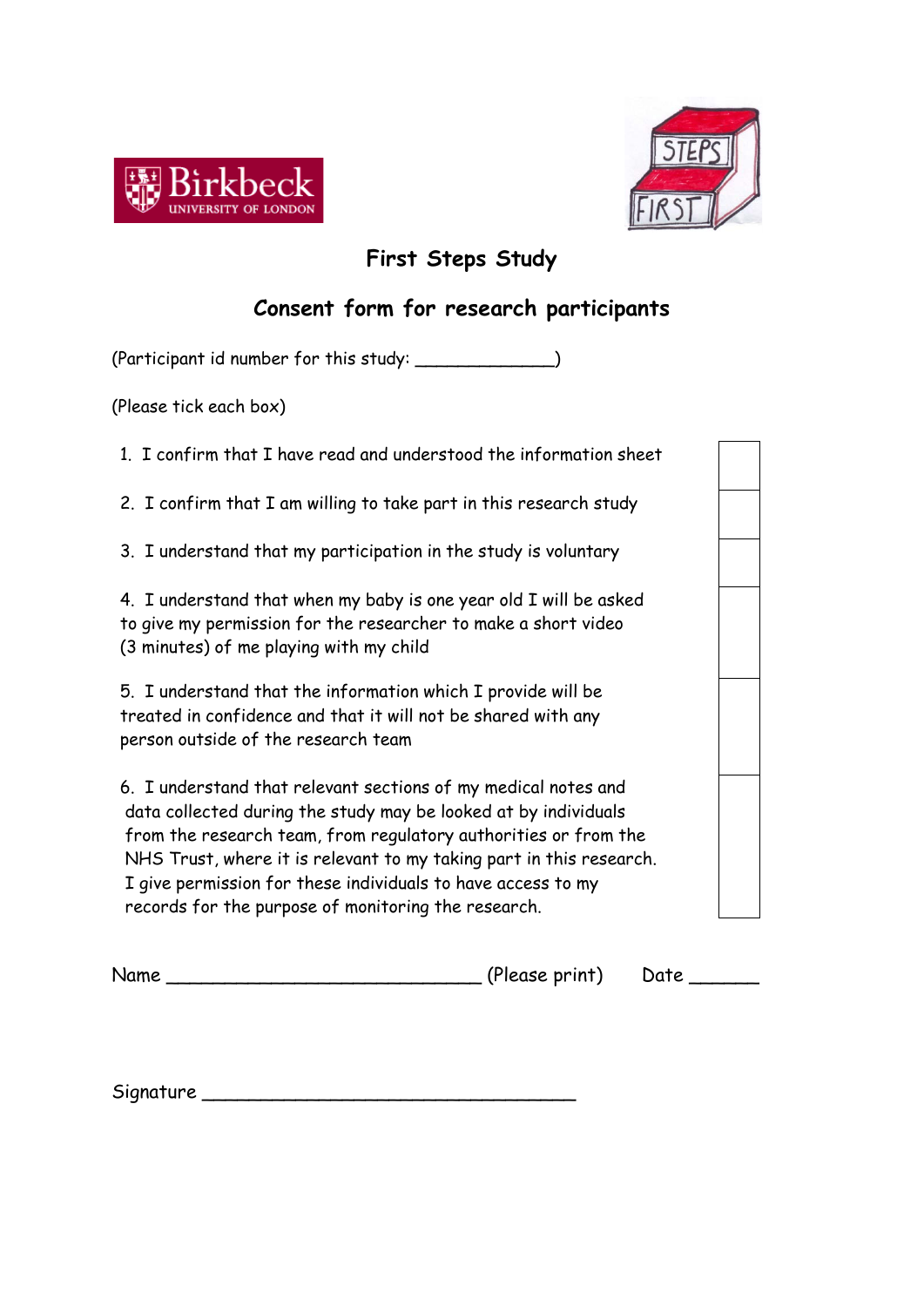# First Steps Study

## Consent form for research participants

(Participant id number for this study: _____________)

(Please tick each box)

| | |
|---|---|
| 1. I confirm that I have read and understood the information sheet | |
| 2. I confirm that I am willing to take part in this research study | |
| 3. I understand that my participation in the study is voluntary | |
| 4. I understand that when my baby is one year old I will be asked to give my permission for the researcher to make a short video (3 minutes) of me playing with my child | |
| 5. I understand that the information which I provide will be treated in confidence and that it will not be shared with any person outside of the research team | |
| 6. I understand that relevant sections of my medical notes and data collected during the study may be looked at by individuals from the research team, from regulatory authorities or from the NHS Trust, where it is relevant to my taking part in this research. I give permission for these individuals to have access to my records for the purpose of monitoring the research. | |

Name ____________________________ (Please print) Date ______

Signature _________________________________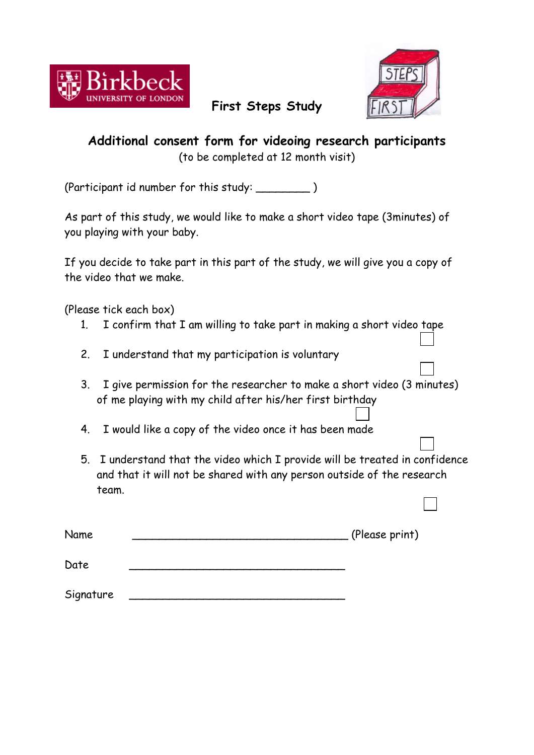Birkbeck UNIVERSITY OF LONDON

**First Steps Study**

## Additional consent form for videoing research participants

(to be completed at 12 month visit)

(Participant id number for this study: ________ )

As part of this study, we would like to make a short video tape (3minutes) of you playing with your baby.

If you decide to take part in this part of the study, we will give you a copy of the video that we make.

(Please tick each box)

1. I confirm that I am willing to take part in making a short video tape ☐
2. I understand that my participation is voluntary ☐
3. I give permission for the researcher to make a short video (3 minutes) of me playing with my child after his/her first birthday ☐
4. I would like a copy of the video once it has been made ☐
5. I understand that the video which I provide will be treated in confidence and that it will not be shared with any person outside of the research team. ☐

Name ________________________________ (Please print)

Date ________________________________

Signature ________________________________